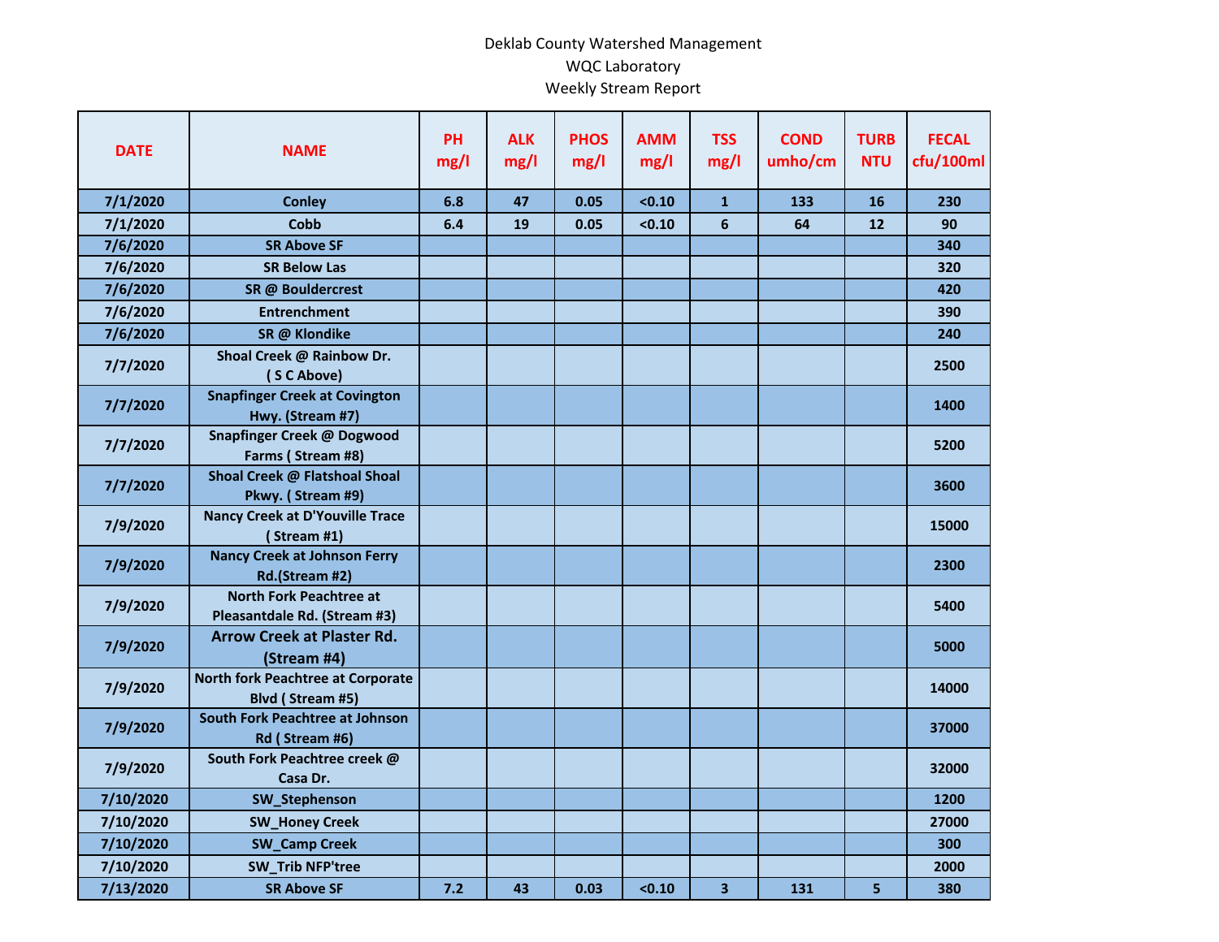Deklab County Watershed Management

WQC Laboratory

Weekly Stream Report

| DATE | NAME | PH mg/l | ALK mg/l | PHOS mg/l | AMM mg/l | TSS mg/l | COND umho/cm | TURB NTU | FECAL cfu/100ml |
|---|---|---|---|---|---|---|---|---|---|
| 7/1/2020 | Conley | 6.8 | 47 | 0.05 | <0.10 | 1 | 133 | 16 | 230 |
| 7/1/2020 | Cobb | 6.4 | 19 | 0.05 | <0.10 | 6 | 64 | 12 | 90 |
| 7/6/2020 | SR Above SF | | | | | | | | 340 |
| 7/6/2020 | SR Below Las | | | | | | | | 320 |
| 7/6/2020 | SR @ Bouldercrest | | | | | | | | 420 |
| 7/6/2020 | Entrenchment | | | | | | | | 390 |
| 7/6/2020 | SR @ Klondike | | | | | | | | 240 |
| 7/7/2020 | Shoal Creek @ Rainbow Dr. ( S C Above) | | | | | | | | 2500 |
| 7/7/2020 | Snapfinger Creek at Covington Hwy. (Stream #7) | | | | | | | | 1400 |
| 7/7/2020 | Snapfinger Creek @ Dogwood Farms ( Stream #8) | | | | | | | | 5200 |
| 7/7/2020 | Shoal Creek @ Flatshoal Shoal Pkwy. ( Stream #9) | | | | | | | | 3600 |
| 7/9/2020 | Nancy Creek at D'Youville Trace ( Stream #1) | | | | | | | | 15000 |
| 7/9/2020 | Nancy Creek at Johnson Ferry Rd.(Stream #2) | | | | | | | | 2300 |
| 7/9/2020 | North Fork Peachtree at Pleasantdale Rd. (Stream #3) | | | | | | | | 5400 |
| 7/9/2020 | Arrow Creek at Plaster Rd. (Stream #4) | | | | | | | | 5000 |
| 7/9/2020 | North fork Peachtree at Corporate Blvd ( Stream #5) | | | | | | | | 14000 |
| 7/9/2020 | South Fork Peachtree at Johnson Rd ( Stream #6) | | | | | | | | 37000 |
| 7/9/2020 | South Fork Peachtree creek @ Casa Dr. | | | | | | | | 32000 |
| 7/10/2020 | SW_Stephenson | | | | | | | | 1200 |
| 7/10/2020 | SW_Honey Creek | | | | | | | | 27000 |
| 7/10/2020 | SW_Camp Creek | | | | | | | | 300 |
| 7/10/2020 | SW_Trib NFP'tree | | | | | | | | 2000 |
| 7/13/2020 | SR Above SF | 7.2 | 43 | 0.03 | <0.10 | 3 | 131 | 5 | 380 |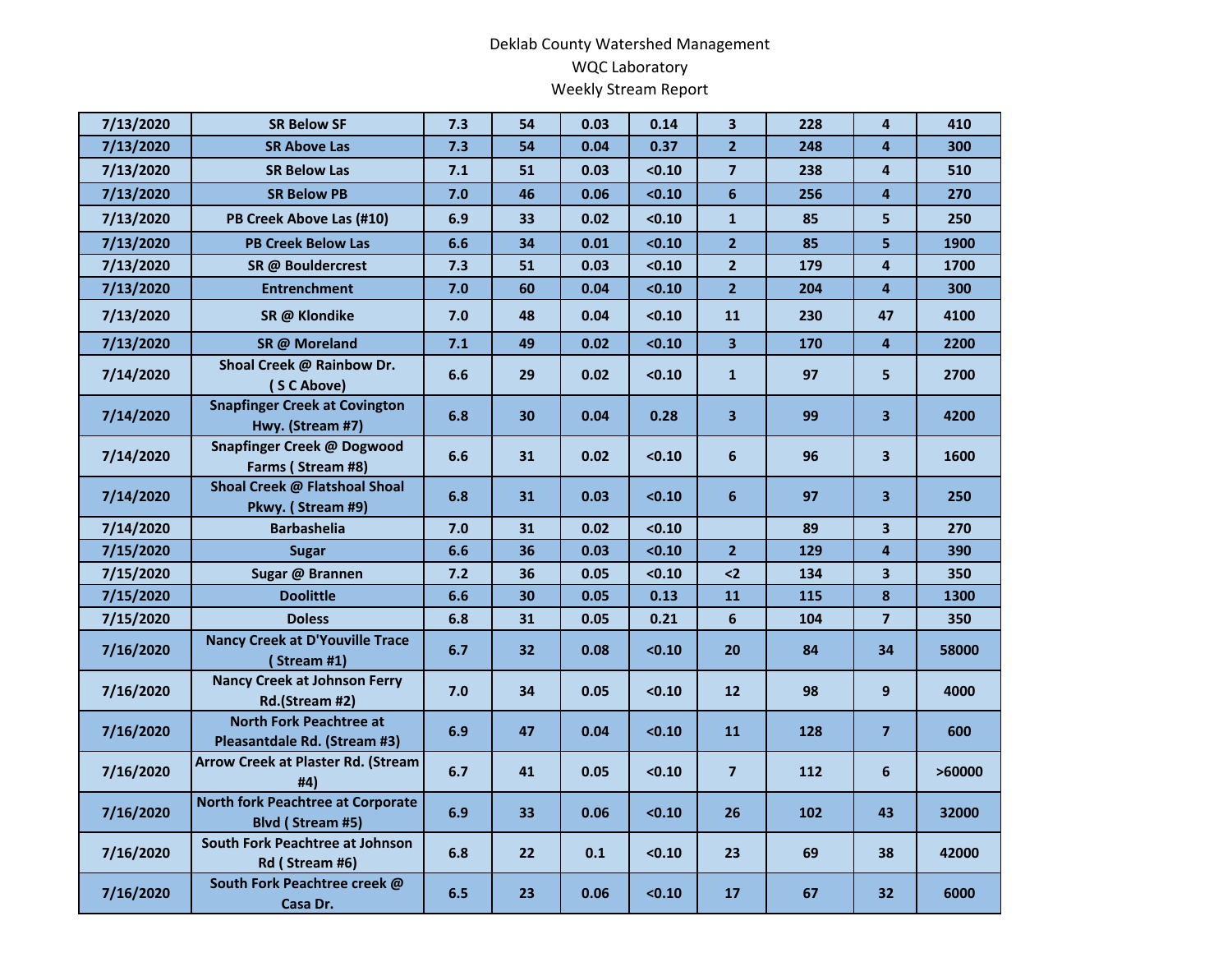Deklab County Watershed Management

WQC Laboratory

Weekly Stream Report

| | | | | | | | | | |
|---|---|---|---|---|---|---|---|---|---|
| 7/13/2020 | SR Below SF | 7.3 | 54 | 0.03 | 0.14 | 3 | 228 | 4 | 410 |
| 7/13/2020 | SR Above Las | 7.3 | 54 | 0.04 | 0.37 | 2 | 248 | 4 | 300 |
| 7/13/2020 | SR Below Las | 7.1 | 51 | 0.03 | <0.10 | 7 | 238 | 4 | 510 |
| 7/13/2020 | SR Below PB | 7.0 | 46 | 0.06 | <0.10 | 6 | 256 | 4 | 270 |
| 7/13/2020 | PB Creek Above Las (#10) | 6.9 | 33 | 0.02 | <0.10 | 1 | 85 | 5 | 250 |
| 7/13/2020 | PB Creek Below Las | 6.6 | 34 | 0.01 | <0.10 | 2 | 85 | 5 | 1900 |
| 7/13/2020 | SR @ Bouldercrest | 7.3 | 51 | 0.03 | <0.10 | 2 | 179 | 4 | 1700 |
| 7/13/2020 | Entrenchment | 7.0 | 60 | 0.04 | <0.10 | 2 | 204 | 4 | 300 |
| 7/13/2020 | SR @ Klondike | 7.0 | 48 | 0.04 | <0.10 | 11 | 230 | 47 | 4100 |
| 7/13/2020 | SR @ Moreland | 7.1 | 49 | 0.02 | <0.10 | 3 | 170 | 4 | 2200 |
| 7/14/2020 | Shoal Creek @ Rainbow Dr. ( S C Above) | 6.6 | 29 | 0.02 | <0.10 | 1 | 97 | 5 | 2700 |
| 7/14/2020 | Snapfinger Creek at Covington Hwy. (Stream #7) | 6.8 | 30 | 0.04 | 0.28 | 3 | 99 | 3 | 4200 |
| 7/14/2020 | Snapfinger Creek @ Dogwood Farms ( Stream #8) | 6.6 | 31 | 0.02 | <0.10 | 6 | 96 | 3 | 1600 |
| 7/14/2020 | Shoal Creek @ Flatshoal Shoal Pkwy. ( Stream #9) | 6.8 | 31 | 0.03 | <0.10 | 6 | 97 | 3 | 250 |
| 7/14/2020 | Barbashelia | 7.0 | 31 | 0.02 | <0.10 | | 89 | 3 | 270 |
| 7/15/2020 | Sugar | 6.6 | 36 | 0.03 | <0.10 | 2 | 129 | 4 | 390 |
| 7/15/2020 | Sugar @ Brannen | 7.2 | 36 | 0.05 | <0.10 | <2 | 134 | 3 | 350 |
| 7/15/2020 | Doolittle | 6.6 | 30 | 0.05 | 0.13 | 11 | 115 | 8 | 1300 |
| 7/15/2020 | Doless | 6.8 | 31 | 0.05 | 0.21 | 6 | 104 | 7 | 350 |
| 7/16/2020 | Nancy Creek at D'Youville Trace ( Stream #1) | 6.7 | 32 | 0.08 | <0.10 | 20 | 84 | 34 | 58000 |
| 7/16/2020 | Nancy Creek at Johnson Ferry Rd.(Stream #2) | 7.0 | 34 | 0.05 | <0.10 | 12 | 98 | 9 | 4000 |
| 7/16/2020 | North Fork Peachtree at Pleasantdale Rd. (Stream #3) | 6.9 | 47 | 0.04 | <0.10 | 11 | 128 | 7 | 600 |
| 7/16/2020 | Arrow Creek at Plaster Rd. (Stream #4) | 6.7 | 41 | 0.05 | <0.10 | 7 | 112 | 6 | >60000 |
| 7/16/2020 | North fork Peachtree at Corporate Blvd ( Stream #5) | 6.9 | 33 | 0.06 | <0.10 | 26 | 102 | 43 | 32000 |
| 7/16/2020 | South Fork Peachtree at Johnson Rd ( Stream #6) | 6.8 | 22 | 0.1 | <0.10 | 23 | 69 | 38 | 42000 |
| 7/16/2020 | South Fork Peachtree creek @ Casa Dr. | 6.5 | 23 | 0.06 | <0.10 | 17 | 67 | 32 | 6000 |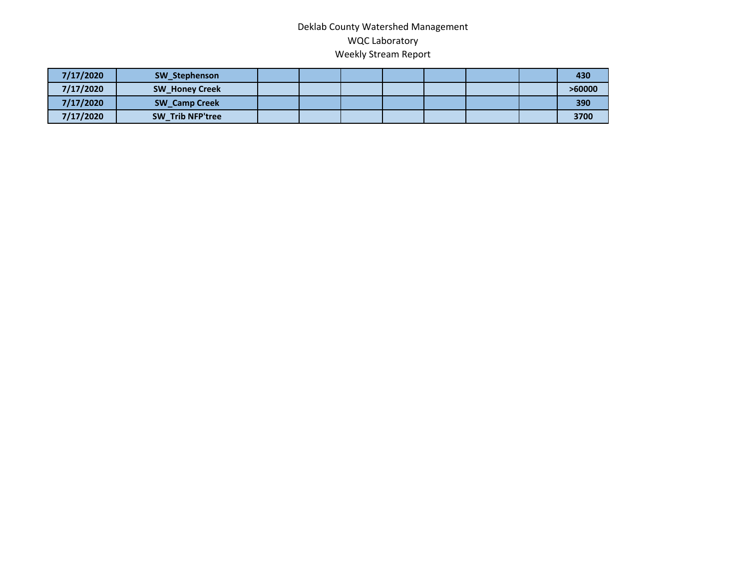Deklab County Watershed Management

WQC Laboratory

Weekly Stream Report

| | | | | | | | | | |
|---|---|---|---|---|---|---|---|---|---|
| 7/17/2020 | SW_Stephenson | | | | | | | | 430 |
| 7/17/2020 | SW_Honey Creek | | | | | | | | >60000 |
| 7/17/2020 | SW_Camp Creek | | | | | | | | 390 |
| 7/17/2020 | SW_Trib NFP'tree | | | | | | | | 3700 |